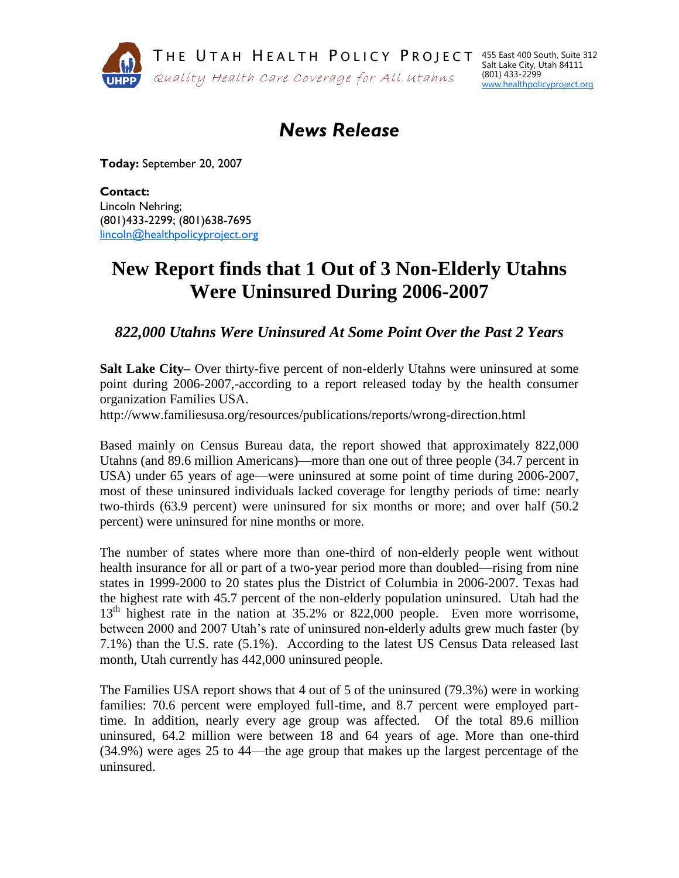THE UTAH HEALTH POLICY PROJECT

*Quality Health Care Coverage for All Utahns*

455 East 400 South, Suite 312
Salt Lake City, Utah 84111
(801) 433-2299
www.healthpolicyproject.org

## *News Release*

**Today:** September 20, 2007

**Contact:**
Lincoln Nehring;
(801)433-2299; (801)638-7695
lincoln@healthpolicyproject.org

# New Report finds that 1 Out of 3 Non-Elderly Utahns Were Uninsured During 2006-2007

### *822,000 Utahns Were Uninsured At Some Point Over the Past 2 Years*

**Salt Lake City–** Over thirty-five percent of non-elderly Utahns were uninsured at some point during 2006-2007,-according to a report released today by the health consumer organization Families USA.
http://www.familiesusa.org/resources/publications/reports/wrong-direction.html

Based mainly on Census Bureau data, the report showed that approximately 822,000 Utahns (and 89.6 million Americans)—more than one out of three people (34.7 percent in USA) under 65 years of age—were uninsured at some point of time during 2006-2007, most of these uninsured individuals lacked coverage for lengthy periods of time: nearly two-thirds (63.9 percent) were uninsured for six months or more; and over half (50.2 percent) were uninsured for nine months or more.

The number of states where more than one-third of non-elderly people went without health insurance for all or part of a two-year period more than doubled—rising from nine states in 1999-2000 to 20 states plus the District of Columbia in 2006-2007. Texas had the highest rate with 45.7 percent of the non-elderly population uninsured. Utah had the 13th highest rate in the nation at 35.2% or 822,000 people. Even more worrisome, between 2000 and 2007 Utah's rate of uninsured non-elderly adults grew much faster (by 7.1%) than the U.S. rate (5.1%). According to the latest US Census Data released last month, Utah currently has 442,000 uninsured people.

The Families USA report shows that 4 out of 5 of the uninsured (79.3%) were in working families: 70.6 percent were employed full-time, and 8.7 percent were employed part-time. In addition, nearly every age group was affected. Of the total 89.6 million uninsured, 64.2 million were between 18 and 64 years of age. More than one-third (34.9%) were ages 25 to 44—the age group that makes up the largest percentage of the uninsured.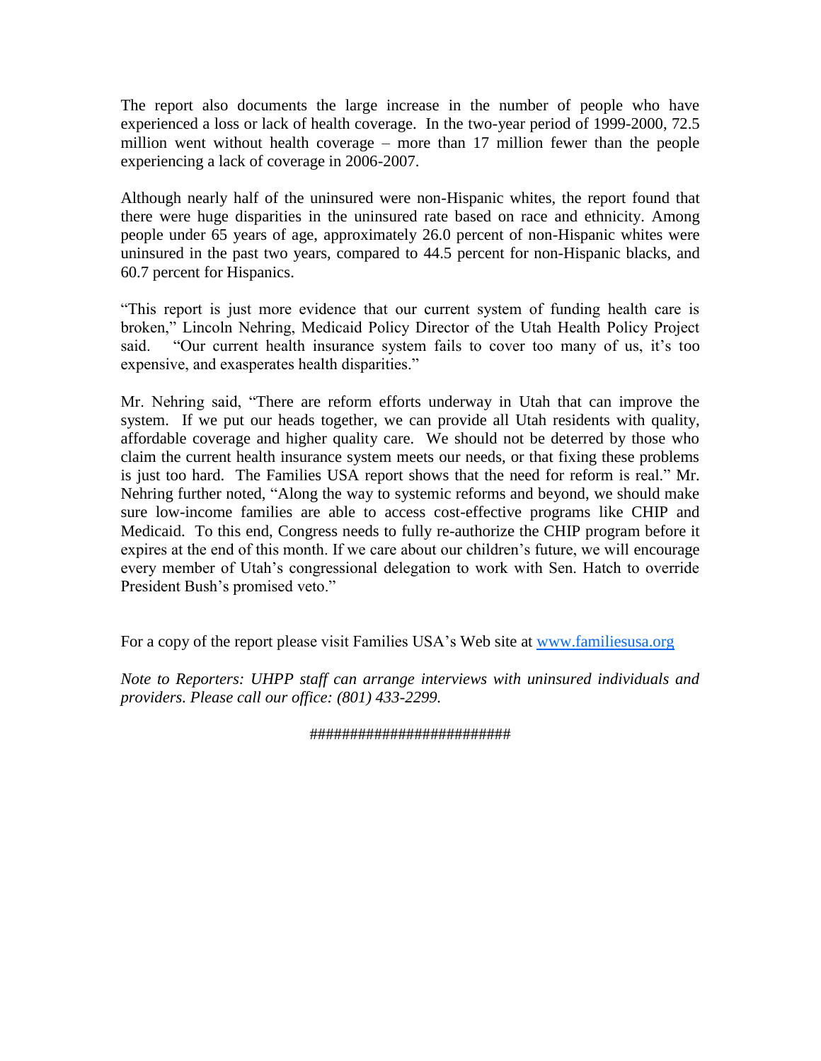The report also documents the large increase in the number of people who have experienced a loss or lack of health coverage. In the two-year period of 1999-2000, 72.5 million went without health coverage – more than 17 million fewer than the people experiencing a lack of coverage in 2006-2007.

Although nearly half of the uninsured were non-Hispanic whites, the report found that there were huge disparities in the uninsured rate based on race and ethnicity. Among people under 65 years of age, approximately 26.0 percent of non-Hispanic whites were uninsured in the past two years, compared to 44.5 percent for non-Hispanic blacks, and 60.7 percent for Hispanics.

"This report is just more evidence that our current system of funding health care is broken," Lincoln Nehring, Medicaid Policy Director of the Utah Health Policy Project said. "Our current health insurance system fails to cover too many of us, it's too expensive, and exasperates health disparities."

Mr. Nehring said, "There are reform efforts underway in Utah that can improve the system. If we put our heads together, we can provide all Utah residents with quality, affordable coverage and higher quality care. We should not be deterred by those who claim the current health insurance system meets our needs, or that fixing these problems is just too hard. The Families USA report shows that the need for reform is real." Mr. Nehring further noted, "Along the way to systemic reforms and beyond, we should make sure low-income families are able to access cost-effective programs like CHIP and Medicaid. To this end, Congress needs to fully re-authorize the CHIP program before it expires at the end of this month. If we care about our children's future, we will encourage every member of Utah's congressional delegation to work with Sen. Hatch to override President Bush's promised veto."

For a copy of the report please visit Families USA's Web site at [www.familiesusa.org](http://www.familiesusa.org)

*Note to Reporters: UHPP staff can arrange interviews with uninsured individuals and providers. Please call our office: (801) 433-2299.*

########################